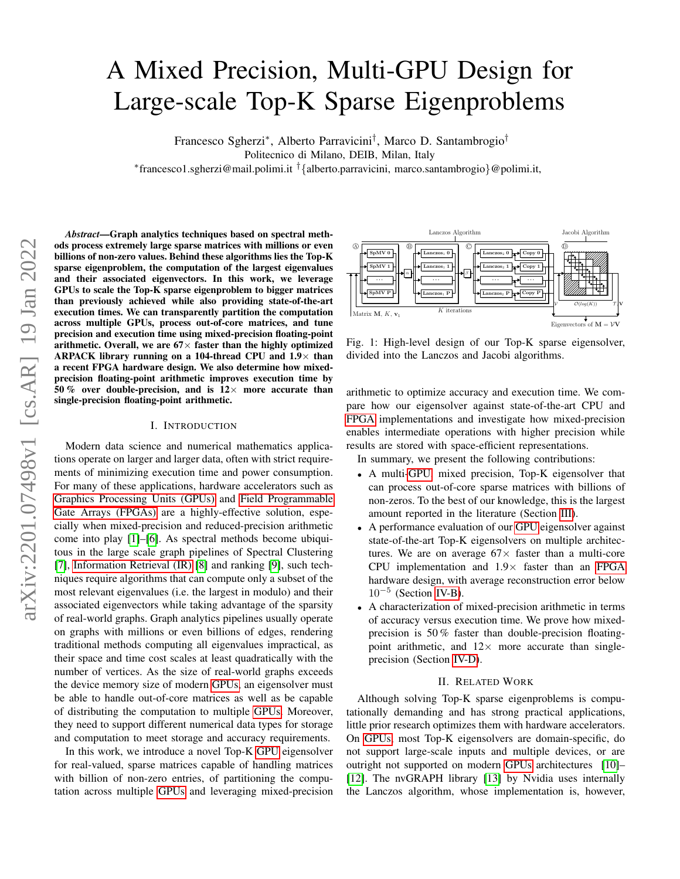# A Mixed Precision, Multi-GPU Design for Large-scale Top-K Sparse Eigenproblems

Francesco Sgherzi*, Alberto Parravicini†, Marco D. Santambrogio†

Politecnico di Milano, DEIB, Milan, Italy

*francesco1.sgherzi@mail.polimi.it †{alberto.parravicini, marco.santambrogio}@polimi.it,

***Abstract*—Graph analytics techniques based on spectral methods process extremely large sparse matrices with millions or even billions of non-zero values. Behind these algorithms lies the Top-K sparse eigenproblem, the computation of the largest eigenvalues and their associated eigenvectors. In this work, we leverage GPUs to scale the Top-K sparse eigenproblem to bigger matrices than previously achieved while also providing state-of-the-art execution times. We can transparently partition the computation across multiple GPUs, process out-of-core matrices, and tune precision and execution time using mixed-precision floating-point arithmetic. Overall, we are 67× faster than the highly optimized ARPACK library running on a 104-thread CPU and 1.9× than a recent FPGA hardware design. We also determine how mixed-precision floating-point arithmetic improves execution time by 50 % over double-precision, and is 12× more accurate than single-precision floating-point arithmetic.**

## I. Introduction

Modern data science and numerical mathematics applications operate on larger and larger data, often with strict requirements of minimizing execution time and power consumption. For many of these applications, hardware accelerators such as Graphics Processing Units (GPUs) and Field Programmable Gate Arrays (FPGAs) are a highly-effective solution, especially when mixed-precision and reduced-precision arithmetic come into play [1]–[6]. As spectral methods become ubiquitous in the large scale graph pipelines of Spectral Clustering [7], Information Retrieval (IR) [8] and ranking [9], such techniques require algorithms that can compute only a subset of the most relevant eigenvalues (i.e. the largest in modulo) and their associated eigenvectors while taking advantage of the sparsity of real-world graphs. Graph analytics pipelines usually operate on graphs with millions or even billions of edges, rendering traditional methods computing all eigenvalues impractical, as their space and time cost scales at least quadratically with the number of vertices. As the size of real-world graphs exceeds the device memory size of modern GPUs, an eigensolver must be able to handle out-of-core matrices as well as be capable of distributing the computation to multiple GPUs. Moreover, they need to support different numerical data types for storage and computation to meet storage and accuracy requirements.

In this work, we introduce a novel Top-K GPU eigensolver for real-valued, sparse matrices capable of handling matrices with billion of non-zero entries, of partitioning the computation across multiple GPUs and leveraging mixed-precision arithmetic to optimize accuracy and execution time. We compare how our eigensolver against state-of-the-art CPU and FPGA implementations and investigate how mixed-precision enables intermediate operations with higher precision while results are stored with space-efficient representations.

Fig. 1: High-level design of our Top-K sparse eigensolver, divided into the Lanczos and Jacobi algorithms.

In summary, we present the following contributions:

- A multi-GPU mixed precision, Top-K eigensolver that can process out-of-core sparse matrices with billions of non-zeros. To the best of our knowledge, this is the largest amount reported in the literature (Section III).
- A performance evaluation of our GPU eigensolver against state-of-the-art Top-K eigensolvers on multiple architectures. We are on average 67× faster than a multi-core CPU implementation and 1.9× faster than an FPGA hardware design, with average reconstruction error below $10^{-5}$ (Section IV-B).
- A characterization of mixed-precision arithmetic in terms of accuracy versus execution time. We prove how mixed-precision is 50 % faster than double-precision floating-point arithmetic, and 12× more accurate than single-precision (Section IV-D).

## II. Related Work

Although solving Top-K sparse eigenproblems is computationally demanding and has strong practical applications, little prior research optimizes them with hardware accelerators. On GPUs, most Top-K eigensolvers are domain-specific, do not support large-scale inputs and multiple devices, or are outright not supported on modern GPUs architectures [10]–[12]. The nvGRAPH library [13] by Nvidia uses internally the Lanczos algorithm, whose implementation is, however,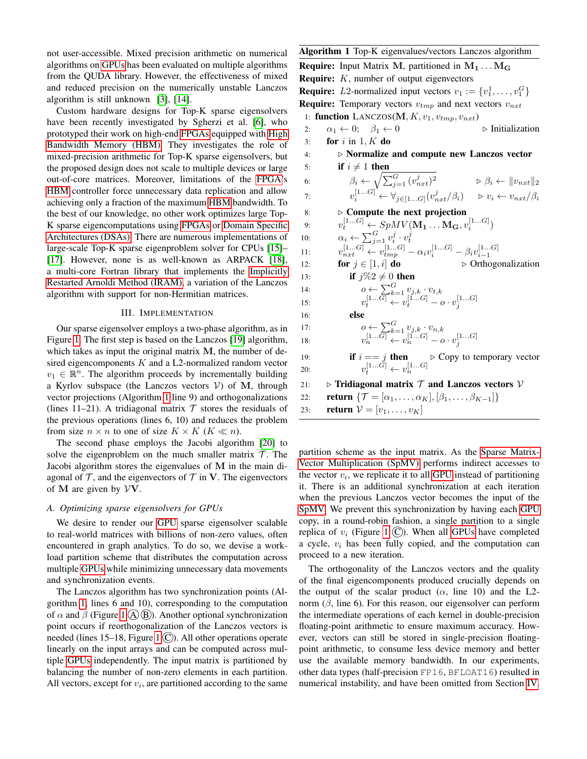not user-accessible. Mixed precision arithmetic on numerical algorithms on GPUs has been evaluated on multiple algorithms from the QUDA library. However, the effectiveness of mixed and reduced precision on the numerically unstable Lanczos algorithm is still unknown [3], [14].

Custom hardware designs for Top-K sparse eigensolvers have been recently investigated by Sgherzi et al. [6], who prototyped their work on high-end FPGAs equipped with High Bandwidth Memory (HBM). They investigates the role of mixed-precision arithmetic for Top-K sparse eigensolvers, but the proposed design does not scale to multiple devices or large out-of-core matrices. Moreover, limitations of the FPGA's HBM controller force unnecessary data replication and allow achieving only a fraction of the maximum HBM bandwidth. To the best of our knowledge, no other work optimizes large Top-K sparse eigencomputations using FPGAs or Domain Specific Architectures (DSAs). There are numerous implementations of large-scale Top-K sparse eigenproblem solver for CPUs [15]–[17]. However, none is as well-known as ARPACK [18], a multi-core Fortran library that implements the Implicitly Restarted Arnoldi Method (IRAM), a variation of the Lanczos algorithm with support for non-Hermitian matrices.

## III. Implementation

Our sparse eigensolver employs a two-phase algorithm, as in Figure 1. The first step is based on the Lanczos [19] algorithm, which takes as input the original matrix $\mathbf{M}$, the number of desired eigencomponents $K$ and a L2-normalized random vector $v_1 \in \mathbb{R}^n$. The algorithm proceeds by incrementally building a Kyrlov subspace (the Lanczos vectors $\mathcal{V}$) of $\mathbf{M}$, through vector projections (Algorithm 1 line 9) and orthogonalizations (lines 11–21). A tridiagonal matrix $\mathcal{T}$ stores the residuals of the previous operations (lines 6, 10) and reduces the problem from size $n \times n$ to one of size $K \times K$ ($K \ll n$).

The second phase employs the Jacobi algorithm [20] to solve the eigenproblem on the much smaller matrix $\mathcal{T}$. The Jacobi algorithm stores the eigenvalues of $\mathbf{M}$ in the main diagonal of $\mathcal{T}$, and the eigenvectors of $\mathcal{T}$ in $\mathbf{V}$. The eigenvectors of $\mathbf{M}$ are given by $\mathcal{V}\mathbf{V}$.

### A. Optimizing sparse eigensolvers for GPUs

We desire to render our GPU sparse eigensolver scalable to real-world matrices with billions of non-zero values, often encountered in graph analytics. To do so, we devise a workload partition scheme that distributes the computation across multiple GPUs while minimizing unnecessary data movements and synchronization events.

The Lanczos algorithm has two synchronization points (Algorithm 1, lines 6 and 10), corresponding to the computation of $\alpha$ and $\beta$ (Figure 1 Ⓐ Ⓑ). Another optional synchronization point occurs if reorthogonalization of the Lanczos vectors is needed (lines 15–18, Figure 1 Ⓒ). All other operations operate linearly on the input arrays and can be computed across multiple GPUs independently. The input matrix is partitioned by balancing the number of non-zero elements in each partition. All vectors, except for $v_i$, are partitioned according to the same partition scheme as the input matrix. As the Sparse Matrix-Vector Multiplication (SpMV) performs indirect accesses to the vector $v_i$, we replicate it to all GPU instead of partitioning it. There is an additional synchronization at each iteration when the previous Lanczos vector becomes the input of the SpMV. We prevent this synchronization by having each GPU copy, in a round-robin fashion, a single partition to a single replica of $v_i$ (Figure 1 Ⓒ). When all GPUs have completed a cycle, $v_i$ has been fully copied, and the computation can proceed to a new iteration.

The orthogonality of the Lanczos vectors and the quality of the final eigencomponents produced crucially depends on the output of the scalar product ($\alpha$, line 10) and the L2-norm ($\beta$, line 6). For this reason, our eigensolver can perform the intermediate operations of each kernel in double-precision floating-point arithmetic to ensure maximum accuracy. However, vectors can still be stored in single-precision floating-point arithmetic, to consume less device memory and better use the available memory bandwidth. In our experiments, other data types (half-precision `FP16`, `BFLOAT16`) resulted in numerical instability, and have been omitted from Section IV.

---

**Algorithm 1** Top-K eigenvalues/vectors Lanczos algorithm

**Require:** Input Matrix $\mathbf{M}$, partitioned in $\mathbf{M_1} \dots \mathbf{M_G}$
**Require:** $K$, number of output eigenvectors
**Require:** $L2$-normalized input vectors $v_1 := \{v_1^1, \dots, v_1^G\}$
**Require:** Temporary vectors $v_{tmp}$ and next vectors $v_{nxt}$

1: **function** LANCZOS($\mathbf{M}, K, v_1, v_{tmp}, v_{nxt}$)
2: $\quad \alpha_1 \leftarrow 0; \quad \beta_1 \leftarrow 0$ ▷ Initialization
3: $\quad$ **for** $i$ in $1, K$ **do**
4: $\quad\quad$ ▷ **Normalize and compute new Lanczos vector**
5: $\quad\quad$ **if** $i \neq 1$ **then**
6: $\quad\quad\quad \beta_i \leftarrow \sqrt{\sum_{j=1}^{G} (v_{nxt}^j)^2}$ ▷ $\beta_i \leftarrow \|v_{nxt}\|_2$
7: $\quad\quad\quad v_i^{[1 \dots G]} \leftarrow \forall_{j \in [1 \dots G]} (v_{nxt}^j / \beta_i)$ ▷ $v_i \leftarrow v_{nxt}/\beta_i$
8: $\quad\quad$ ▷ **Compute the next projection**
9: $\quad\quad v_t^{[1 \dots G]} \leftarrow SpMV(\mathbf{M_1} \dots \mathbf{M_G}, v_i^{[1 \dots G]})$
10: $\quad\quad \alpha_i \leftarrow \sum_{j=1}^{G} v_i^j \cdot v_t^j$
11: $\quad\quad v_{nxt}^{[1 \dots G]} \leftarrow v_{tmp}^{[1 \dots G]} - \alpha_i v_i^{[1 \dots G]} - \beta_i v_{i-1}^{[1 \dots G]}$
12: $\quad\quad$ **for** $j \in [1, i]$ **do** ▷ Orthogonalization
13: $\quad\quad\quad$ **if** $j \% 2 \neq 0$ **then**
14: $\quad\quad\quad\quad o \leftarrow \sum_{k=1}^{G} v_{j,k} \cdot v_{t,k}$
15: $\quad\quad\quad\quad v_t^{[1 \dots G]} \leftarrow v_t^{[1 \dots G]} - o \cdot v_j^{[1 \dots G]}$
16: $\quad\quad\quad$ **else**
17: $\quad\quad\quad\quad o \leftarrow \sum_{k=1}^{G} v_{j,k} \cdot v_{n,k}$
18: $\quad\quad\quad\quad v_n^{[1 \dots G]} \leftarrow v_n^{[1 \dots G]} - o \cdot v_j^{[1 \dots G]}$
19: $\quad\quad\quad$ **if** $i == j$ **then** ▷ Copy to temporary vector
20: $\quad\quad\quad\quad v_t^{[1 \dots G]} \leftarrow v_n^{[1 \dots G]}$
21: $\quad$ ▷ **Tridiagonal matrix $\mathcal{T}$ and Lanczos vectors $\mathcal{V}$**
22: $\quad$ **return** $\{\mathcal{T} = [\alpha_1, \dots, \alpha_K], [\beta_1, \dots, \beta_{K-1}]\}$
23: $\quad$ **return** $\mathcal{V} = [v_1, \dots, v_K]$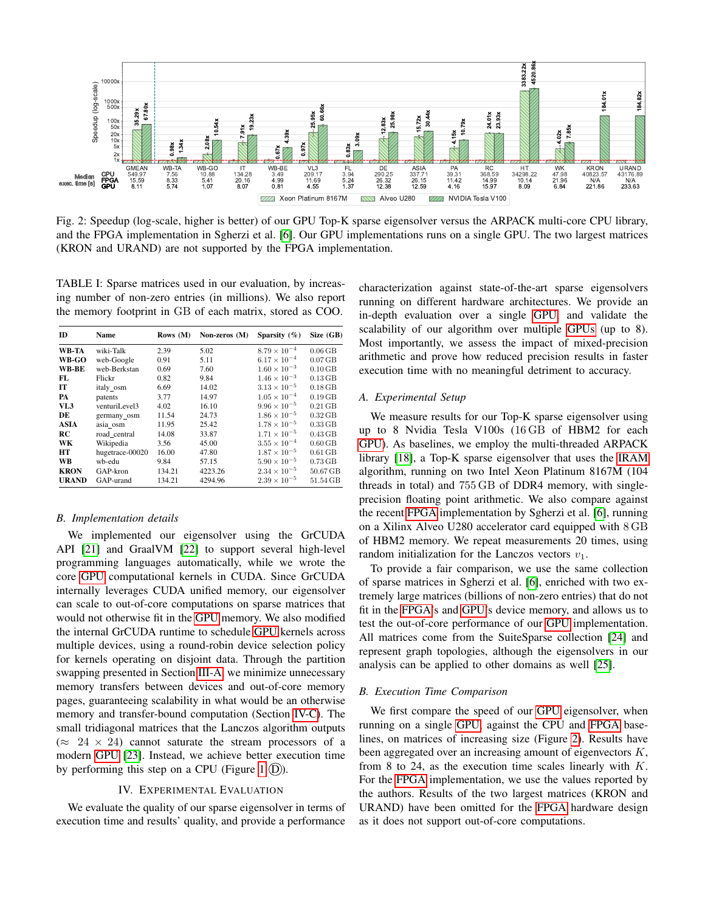| Median exec. time [s] | GMEAN | WB-TA | WB-GO | IT | WB-BE | VL3 | FL | DE | ASIA | PA | RC | HT | WK | KRON | URAND |
|---|---|---|---|---|---|---|---|---|---|---|---|---|---|---|---|
| CPU | 549.97 | 7.56 | 10.88 | 134.28 | 3.49 | 209.17 | 3.94 | 290.25 | 337.71 | 39.31 | 368.59 | 34298.22 | 47.98 | 40823.57 | 43176.89 |
| FPGA | 15.59 | 8.33 | 5.41 | 20.16 | 4.99 | 11.69 | 5.24 | 26.32 | 26.15 | 11.42 | 14.99 | 10.14 | 21.96 | N/A | N/A |
| GPU | 8.11 | 5.74 | 1.07 | 8.07 | 0.81 | 4.55 | 1.37 | 12.38 | 12.59 | 4.16 | 15.97 | 8.09 | 6.84 | 221.86 | 233.63 |

Fig. 2: Speedup (log-scale, higher is better) of our GPU Top-K sparse eigensolver versus the ARPACK multi-core CPU library, and the FPGA implementation in Sgherzi et al. [6]. Our GPU implementations runs on a single GPU. The two largest matrices (KRON and URAND) are not supported by the FPGA implementation.

TABLE I: Sparse matrices used in our evaluation, by increasing number of non-zero entries (in millions). We also report the memory footprint in GB of each matrix, stored as COO.

| ID | Name | Rows (M) | Non-zeros (M) | Sparsity (%) | Size (GB) |
|---|---|---|---|---|---|
| **WB-TA** | wiki-Talk | 2.39 | 5.02 | $8.79 \times 10^{-4}$ | 0.06 GB |
| **WB-GO** | web-Google | 0.91 | 5.11 | $6.17 \times 10^{-4}$ | 0.07 GB |
| **WB-BE** | web-Berkstan | 0.69 | 7.60 | $1.60 \times 10^{-3}$ | 0.10 GB |
| **FL** | Flickr | 0.82 | 9.84 | $1.46 \times 10^{-3}$ | 0.13 GB |
| **IT** | italy_osm | 6.69 | 14.02 | $3.13 \times 10^{-5}$ | 0.18 GB |
| **PA** | patents | 3.77 | 14.97 | $1.05 \times 10^{-4}$ | 0.19 GB |
| **VL3** | venturiLevel3 | 4.02 | 16.10 | $9.96 \times 10^{-5}$ | 0.21 GB |
| **DE** | germany_osm | 11.54 | 24.73 | $1.86 \times 10^{-5}$ | 0.32 GB |
| **ASIA** | asia_osm | 11.95 | 25.42 | $1.78 \times 10^{-5}$ | 0.33 GB |
| **RC** | road_central | 14.08 | 33.87 | $1.71 \times 10^{-5}$ | 0.43 GB |
| **WK** | Wikipedia | 3.56 | 45.00 | $3.55 \times 10^{-4}$ | 0.60 GB |
| **HT** | hugetrace-00020 | 16.00 | 47.80 | $1.87 \times 10^{-5}$ | 0.61 GB |
| **WB** | wb-edu | 9.84 | 57.15 | $5.90 \times 10^{-5}$ | 0.73 GB |
| **KRON** | GAP-kron | 134.21 | 4223.26 | $2.34 \times 10^{-5}$ | 50.67 GB |
| **URAND** | GAP-urand | 134.21 | 4294.96 | $2.39 \times 10^{-5}$ | 51.54 GB |

### *B. Implementation details*

We implemented our eigensolver using the GrCUDA API [21] and GraalVM [22] to support several high-level programming languages automatically, while we wrote the core GPU computational kernels in CUDA. Since GrCUDA internally leverages CUDA unified memory, our eigensolver can scale to out-of-core computations on sparse matrices that would not otherwise fit in the GPU memory. We also modified the internal GrCUDA runtime to schedule GPU kernels across multiple devices, using a round-robin device selection policy for kernels operating on disjoint data. Through the partition swapping presented in Section III-A, we minimize unnecessary memory transfers between devices and out-of-core memory pages, guaranteeing scalability in what would be an otherwise memory and transfer-bound computation (Section IV-C). The small tridiagonal matrices that the Lanczos algorithm outputs ($\approx$ 24 $\times$ 24) cannot saturate the stream processors of a modern GPU [23]. Instead, we achieve better execution time by performing this step on a CPU (Figure 1 Ⓓ).

## IV. Experimental Evaluation

We evaluate the quality of our sparse eigensolver in terms of execution time and results' quality, and provide a performance characterization against state-of-the-art sparse eigensolvers running on different hardware architectures. We provide an in-depth evaluation over a single GPU and validate the scalability of our algorithm over multiple GPUs (up to 8). Most importantly, we assess the impact of mixed-precision arithmetic and prove how reduced precision results in faster execution time with no meaningful detriment to accuracy.

### *A. Experimental Setup*

We measure results for our Top-K sparse eigensolver using up to 8 Nvidia Tesla V100s (16 GB of HBM2 for each GPU). As baselines, we employ the multi-threaded ARPACK library [18], a Top-K sparse eigensolver that uses the IRAM algorithm, running on two Intel Xeon Platinum 8167M (104 threads in total) and 755 GB of DDR4 memory, with single-precision floating point arithmetic. We also compare against the recent FPGA implementation by Sgherzi et al. [6], running on a Xilinx Alveo U280 accelerator card equipped with 8 GB of HBM2 memory. We repeat measurements 20 times, using random initialization for the Lanczos vectors $v_1$.

To provide a fair comparison, we use the same collection of sparse matrices in Sgherzi et al. [6], enriched with two extremely large matrices (billions of non-zero entries) that do not fit in the FPGAs and GPUs device memory, and allows us to test the out-of-core performance of our GPU implementation. All matrices come from the SuiteSparse collection [24] and represent graph topologies, although the eigensolvers in our analysis can be applied to other domains as well [25].

### *B. Execution Time Comparison*

We first compare the speed of our GPU eigensolver, when running on a single GPU, against the CPU and FPGA baselines, on matrices of increasing size (Figure 2). Results have been aggregated over an increasing amount of eigenvectors $K$, from 8 to 24, as the execution time scales linearly with $K$. For the FPGA implementation, we use the values reported by the authors. Results of the two largest matrices (KRON and URAND) have been omitted for the FPGA hardware design as it does not support out-of-core computations.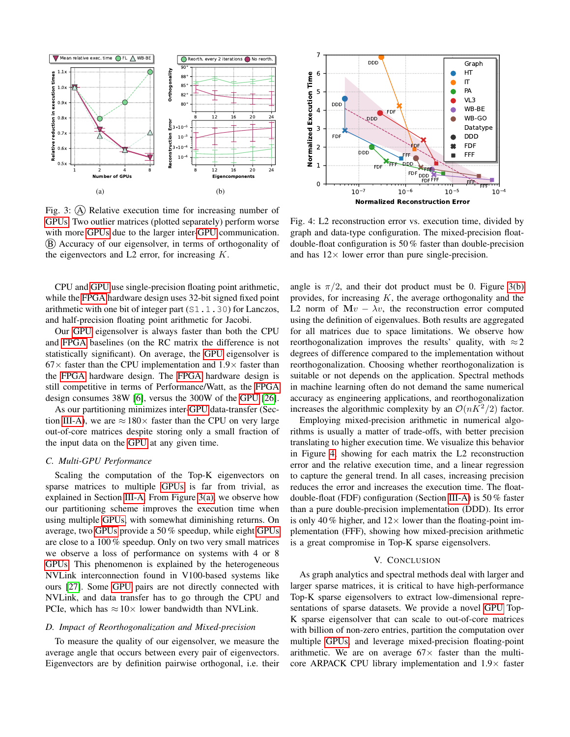Fig. 3: (A) Relative execution time for increasing number of GPUs. Two outlier matrices (plotted separately) perform worse with more GPUs due to the larger inter-GPU communication. (B) Accuracy of our eigensolver, in terms of orthogonality of the eigenvectors and L2 error, for increasing $K$.

Fig. 4: L2 reconstruction error vs. execution time, divided by graph and data-type configuration. The mixed-precision float-double-float configuration is 50 % faster than double-precision and has 12× lower error than pure single-precision.

CPU and GPU use single-precision floating point arithmetic, while the FPGA hardware design uses 32-bit signed fixed point arithmetic with one bit of integer part (`S1.1.30`) for Lanczos, and half-precision floating point arithmetic for Jacobi.

Our GPU eigensolver is always faster than both the CPU and FPGA baselines (on the RC matrix the difference is not statistically significant). On average, the GPU eigensolver is 67× faster than the CPU implementation and 1.9× faster than the FPGA hardware design. The FPGA hardware design is still competitive in terms of Performance/Watt, as the FPGA design consumes 38W [6], versus the 300W of the GPU [26].

As our partitioning minimizes inter-GPU data-transfer (Section III-A), we are ≈ 180× faster than the CPU on very large out-of-core matrices despite storing only a small fraction of the input data on the GPU at any given time.

### C. Multi-GPU Performance

Scaling the computation of the Top-K eigenvectors on sparse matrices to multiple GPUs is far from trivial, as explained in Section III-A. From Figure 3(a), we observe how our partitioning scheme improves the execution time when using multiple GPUs, with somewhat diminishing returns. On average, two GPUs provide a 50 % speedup, while eight GPUs are close to a 100 % speedup. Only on two very small matrices we observe a loss of performance on systems with 4 or 8 GPUs. This phenomenon is explained by the heterogeneous NVLink interconnection found in V100-based systems like ours [27]. Some GPU pairs are not directly connected with NVLink, and data transfer has to go through the CPU and PCIe, which has ≈ 10× lower bandwidth than NVLink.

### D. Impact of Reorthogonalization and Mixed-precision

To measure the quality of our eigensolver, we measure the average angle that occurs between every pair of eigenvectors. Eigenvectors are by definition pairwise orthogonal, i.e. their angle is $\pi/2$, and their dot product must be 0. Figure 3(b) provides, for increasing $K$, the average orthogonality and the L2 norm of $\mathbf{M}v - \lambda v$, the reconstruction error computed using the definition of eigenvalues. Both results are aggregated for all matrices due to space limitations. We observe how reorthogonalization improves the results' quality, with ≈ 2 degrees of difference compared to the implementation without reorthogonalization. Choosing whether reorthogonalization is suitable or not depends on the application. Spectral methods in machine learning often do not demand the same numerical accuracy as engineering applications, and reorthogonalization increases the algorithmic complexity by an $\mathcal{O}(nK^2/2)$ factor.

Employing mixed-precision arithmetic in numerical algorithms is usually a matter of trade-offs, with better precision translating to higher execution time. We visualize this behavior in Figure 4, showing for each matrix the L2 reconstruction error and the relative execution time, and a linear regression to capture the general trend. In all cases, increasing precision reduces the error and increases the execution time. The float-double-float (FDF) configuration (Section III-A) is 50 % faster than a pure double-precision implementation (DDD). Its error is only 40 % higher, and 12× lower than the floating-point implementation (FFF), showing how mixed-precision arithmetic is a great compromise in Top-K sparse eigensolvers.

## V. Conclusion

As graph analytics and spectral methods deal with larger and larger sparse matrices, it is critical to have high-performance Top-K sparse eigensolvers to extract low-dimensional representations of sparse datasets. We provide a novel GPU Top-K sparse eigensolver that can scale to out-of-core matrices with billion of non-zero entries, partition the computation over multiple GPUs, and leverage mixed-precision floating-point arithmetic. We are on average 67× faster than the multi-core ARPACK CPU library implementation and 1.9× faster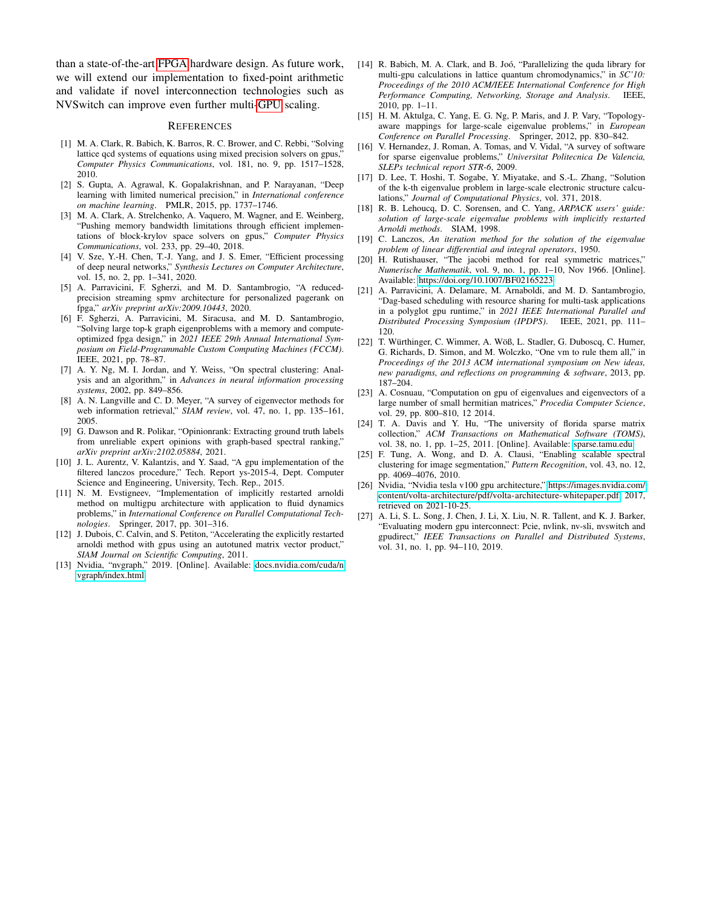than a state-of-the-art FPGA hardware design. As future work, we will extend our implementation to fixed-point arithmetic and validate if novel interconnection technologies such as NVSwitch can improve even further multi-GPU scaling.

## References

[1] M. A. Clark, R. Babich, K. Barros, R. C. Brower, and C. Rebbi, "Solving lattice qcd systems of equations using mixed precision solvers on gpus," *Computer Physics Communications*, vol. 181, no. 9, pp. 1517–1528, 2010.

[2] S. Gupta, A. Agrawal, K. Gopalakrishnan, and P. Narayanan, "Deep learning with limited numerical precision," in *International conference on machine learning*. PMLR, 2015, pp. 1737–1746.

[3] M. A. Clark, A. Strelchenko, A. Vaquero, M. Wagner, and E. Weinberg, "Pushing memory bandwidth limitations through efficient implementations of block-krylov space solvers on gpus," *Computer Physics Communications*, vol. 233, pp. 29–40, 2018.

[4] V. Sze, Y.-H. Chen, T.-J. Yang, and J. S. Emer, "Efficient processing of deep neural networks," *Synthesis Lectures on Computer Architecture*, vol. 15, no. 2, pp. 1–341, 2020.

[5] A. Parravicini, F. Sgherzi, and M. D. Santambrogio, "A reduced-precision streaming spmv architecture for personalized pagerank on fpga," *arXiv preprint arXiv:2009.10443*, 2020.

[6] F. Sgherzi, A. Parravicini, M. Siracusa, and M. D. Santambrogio, "Solving large top-k graph eigenproblems with a memory and compute-optimized fpga design," in *2021 IEEE 29th Annual International Symposium on Field-Programmable Custom Computing Machines (FCCM)*. IEEE, 2021, pp. 78–87.

[7] A. Y. Ng, M. I. Jordan, and Y. Weiss, "On spectral clustering: Analysis and an algorithm," in *Advances in neural information processing systems*, 2002, pp. 849–856.

[8] A. N. Langville and C. D. Meyer, "A survey of eigenvector methods for web information retrieval," *SIAM review*, vol. 47, no. 1, pp. 135–161, 2005.

[9] G. Dawson and R. Polikar, "Opinionrank: Extracting ground truth labels from unreliable expert opinions with graph-based spectral ranking," *arXiv preprint arXiv:2102.05884*, 2021.

[10] J. L. Aurentz, V. Kalantzis, and Y. Saad, "A gpu implementation of the filtered lanczos procedure," Tech. Report ys-2015-4, Dept. Computer Science and Engineering, University, Tech. Rep., 2015.

[11] N. M. Evstigneev, "Implementation of implicitly restarted arnoldi method on multigpu architecture with application to fluid dynamics problems," in *International Conference on Parallel Computational Technologies*. Springer, 2017, pp. 301–316.

[12] J. Dubois, C. Calvin, and S. Petiton, "Accelerating the explicitly restarted arnoldi method with gpus using an autotuned matrix vector product," *SIAM Journal on Scientific Computing*, 2011.

[13] Nvidia, "nvgraph," 2019. [Online]. Available: docs.nvidia.com/cuda/nvgraph/index.html

[14] R. Babich, M. A. Clark, and B. Joó, "Parallelizing the quda library for multi-gpu calculations in lattice quantum chromodynamics," in *SC'10: Proceedings of the 2010 ACM/IEEE International Conference for High Performance Computing, Networking, Storage and Analysis*. IEEE, 2010, pp. 1–11.

[15] H. M. Aktulga, C. Yang, E. G. Ng, P. Maris, and J. P. Vary, "Topology-aware mappings for large-scale eigenvalue problems," in *European Conference on Parallel Processing*. Springer, 2012, pp. 830–842.

[16] V. Hernandez, J. Roman, A. Tomas, and V. Vidal, "A survey of software for sparse eigenvalue problems," *Universitat Politecnica De Valencia, SLEPs technical report STR-6*, 2009.

[17] D. Lee, T. Hoshi, T. Sogabe, Y. Miyatake, and S.-L. Zhang, "Solution of the k-th eigenvalue problem in large-scale electronic structure calculations," *Journal of Computational Physics*, vol. 371, 2018.

[18] R. B. Lehoucq, D. C. Sorensen, and C. Yang, *ARPACK users' guide: solution of large-scale eigenvalue problems with implicitly restarted Arnoldi methods*. SIAM, 1998.

[19] C. Lanczos, *An iteration method for the solution of the eigenvalue problem of linear differential and integral operators*, 1950.

[20] H. Rutishauser, "The jacobi method for real symmetric matrices," *Numerische Mathematik*, vol. 9, no. 1, pp. 1–10, Nov 1966. [Online]. Available: https://doi.org/10.1007/BF02165223

[21] A. Parravicini, A. Delamare, M. Arnaboldi, and M. D. Santambrogio, "Dag-based scheduling with resource sharing for multi-task applications in a polyglot gpu runtime," in *2021 IEEE International Parallel and Distributed Processing Symposium (IPDPS)*. IEEE, 2021, pp. 111–120.

[22] T. Würthinger, C. Wimmer, A. Wöß, L. Stadler, G. Duboscq, C. Humer, G. Richards, D. Simon, and M. Wolczko, "One vm to rule them all," in *Proceedings of the 2013 ACM international symposium on New ideas, new paradigms, and reflections on programming & software*, 2013, pp. 187–204.

[23] A. Cosnuau, "Computation on gpu of eigenvalues and eigenvectors of a large number of small hermitian matrices," *Procedia Computer Science*, vol. 29, pp. 800–810, 12 2014.

[24] T. A. Davis and Y. Hu, "The university of florida sparse matrix collection," *ACM Transactions on Mathematical Software (TOMS)*, vol. 38, no. 1, pp. 1–25, 2011. [Online]. Available: sparse.tamu.edu

[25] F. Tung, A. Wong, and D. A. Clausi, "Enabling scalable spectral clustering for image segmentation," *Pattern Recognition*, vol. 43, no. 12, pp. 4069–4076, 2010.

[26] Nvidia, "Nvidia tesla v100 gpu architecture," https://images.nvidia.com/content/volta-architecture/pdf/volta-architecture-whitepaper.pdf, 2017, retrieved on 2021-10-25.

[27] A. Li, S. L. Song, J. Chen, J. Li, X. Liu, N. R. Tallent, and K. J. Barker, "Evaluating modern gpu interconnect: Pcie, nvlink, nv-sli, nvswitch and gpudirect," *IEEE Transactions on Parallel and Distributed Systems*, vol. 31, no. 1, pp. 94–110, 2019.